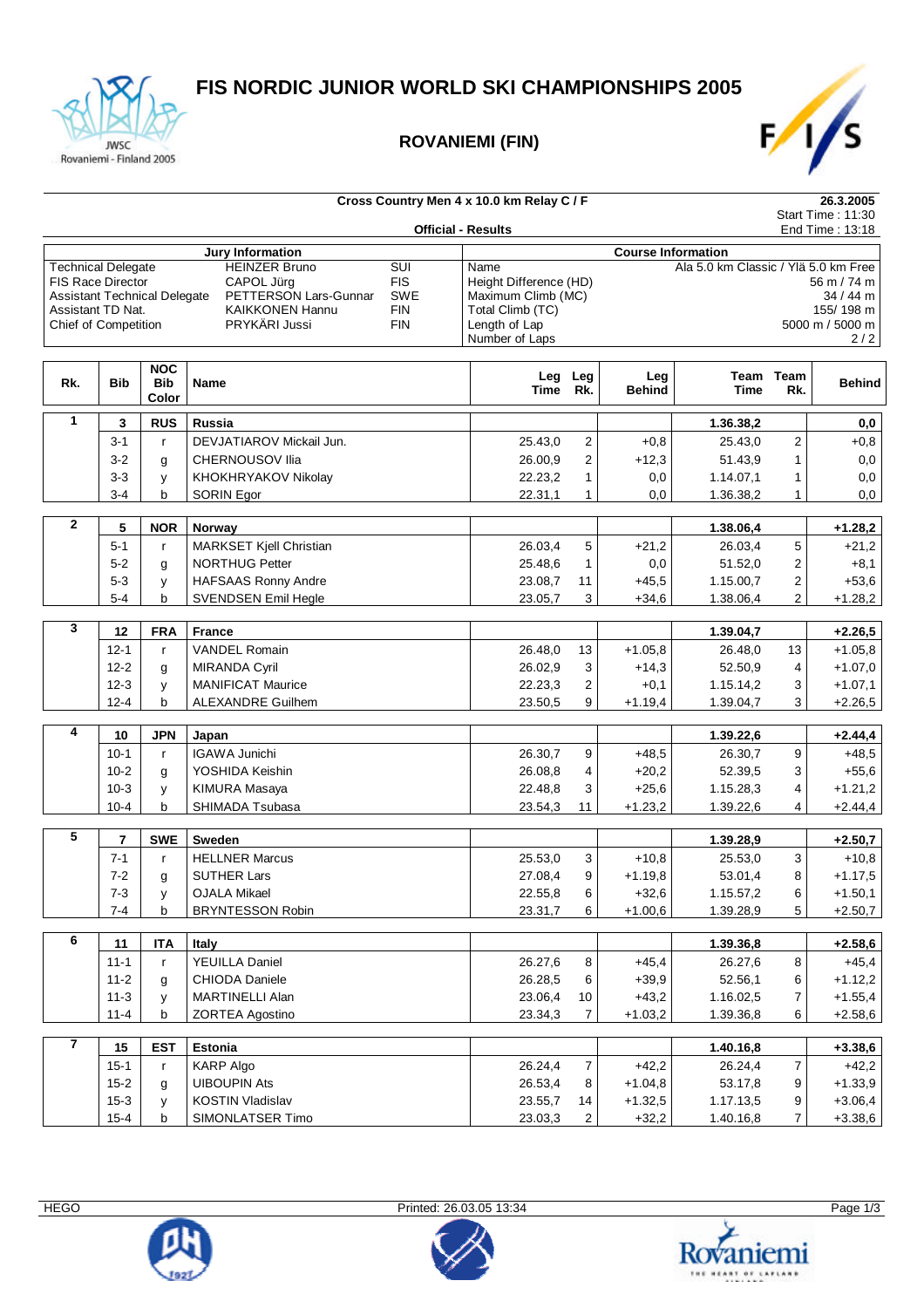# FIS NORDIC JUNIOR WORLD SKI CHAMPIONSHIPS 2005

## ROVANIEMI (FIN)

**Cross Country Men 4 x 10.0 km Relay C / F** — 26.3.2005

Start Time : 11:30
End Time : 13:18

**Official - Results**

| Jury Information | | |
|---|---|---|
| Technical Delegate | HEINZER Bruno | SUI |
| FIS Race Director | CAPOL Jürg | FIS |
| Assistant Technical Delegate | PETTERSON Lars-Gunnar | SWE |
| Assistant TD Nat. | KAIKKONEN Hannu | FIN |
| Chief of Competition | PRYKÄRI Jussi | FIN |

| Course Information | |
|---|---|
| Name | Ala 5.0 km Classic / Ylä 5.0 km Free |
| Height Difference (HD) | 56 m / 74 m |
| Maximum Climb (MC) | 34 / 44 m |
| Total Climb (TC) | 155/ 198 m |
| Length of Lap | 5000 m / 5000 m |
| Number of Laps | 2 / 2 |

| Rk. | Bib | NOC Bib Color | Name | Leg Time | Leg Rk. | Leg Behind | Team Time | Team Rk. | Behind |
|---|---|---|---|---|---|---|---|---|---|
| 1 | 3 | RUS | Russia | | | | 1.36.38,2 | | 0,0 |
| | 3-1 | r | DEVJATIAROV Mickail Jun. | 25.43,0 | 2 | +0,8 | 25.43,0 | 2 | +0,8 |
| | 3-2 | g | CHERNOUSOV Ilia | 26.00,9 | 2 | +12,3 | 51.43,9 | 1 | 0,0 |
| | 3-3 | y | KHOKHRYAKOV Nikolay | 22.23,2 | 1 | 0,0 | 1.14.07,1 | 1 | 0,0 |
| | 3-4 | b | SORIN Egor | 22.31,1 | 1 | 0,0 | 1.36.38,2 | 1 | 0,0 |
| 2 | 5 | NOR | Norway | | | | 1.38.06,4 | | +1.28,2 |
| | 5-1 | r | MARKSET Kjell Christian | 26.03,4 | 5 | +21,2 | 26.03,4 | 5 | +21,2 |
| | 5-2 | g | NORTHUG Petter | 25.48,6 | 1 | 0,0 | 51.52,0 | 2 | +8,1 |
| | 5-3 | y | HAFSAAS Ronny Andre | 23.08,7 | 11 | +45,5 | 1.15.00,7 | 2 | +53,6 |
| | 5-4 | b | SVENDSEN Emil Hegle | 23.05,7 | 3 | +34,6 | 1.38.06,4 | 2 | +1.28,2 |
| 3 | 12 | FRA | France | | | | 1.39.04,7 | | +2.26,5 |
| | 12-1 | r | VANDEL Romain | 26.48,0 | 13 | +1.05,8 | 26.48,0 | 13 | +1.05,8 |
| | 12-2 | g | MIRANDA Cyril | 26.02,9 | 3 | +14,3 | 52.50,9 | 4 | +1.07,0 |
| | 12-3 | y | MANIFICAT Maurice | 22.23,3 | 2 | +0,1 | 1.15.14,2 | 3 | +1.07,1 |
| | 12-4 | b | ALEXANDRE Guilhem | 23.50,5 | 9 | +1.19,4 | 1.39.04,7 | 3 | +2.26,5 |
| 4 | 10 | JPN | Japan | | | | 1.39.22,6 | | +2.44,4 |
| | 10-1 | r | IGAWA Junichi | 26.30,7 | 9 | +48,5 | 26.30,7 | 9 | +48,5 |
| | 10-2 | g | YOSHIDA Keishin | 26.08,8 | 4 | +20,2 | 52.39,5 | 3 | +55,6 |
| | 10-3 | y | KIMURA Masaya | 22.48,8 | 3 | +25,6 | 1.15.28,3 | 4 | +1.21,2 |
| | 10-4 | b | SHIMADA Tsubasa | 23.54,3 | 11 | +1.23,2 | 1.39.22,6 | 4 | +2.44,4 |
| 5 | 7 | SWE | Sweden | | | | 1.39.28,9 | | +2.50,7 |
| | 7-1 | r | HELLNER Marcus | 25.53,0 | 3 | +10,8 | 25.53,0 | 3 | +10,8 |
| | 7-2 | g | SUTHER Lars | 27.08,4 | 9 | +1.19,8 | 53.01,4 | 8 | +1.17,5 |
| | 7-3 | y | OJALA Mikael | 22.55,8 | 6 | +32,6 | 1.15.57,2 | 6 | +1.50,1 |
| | 7-4 | b | BRYNTESSON Robin | 23.31,7 | 6 | +1.00,6 | 1.39.28,9 | 5 | +2.50,7 |
| 6 | 11 | ITA | Italy | | | | 1.39.36,8 | | +2.58,6 |
| | 11-1 | r | YEUILLA Daniel | 26.27,6 | 8 | +45,4 | 26.27,6 | 8 | +45,4 |
| | 11-2 | g | CHIODA Daniele | 26.28,5 | 6 | +39,9 | 52.56,1 | 6 | +1.12,2 |
| | 11-3 | y | MARTINELLI Alan | 23.06,4 | 10 | +43,2 | 1.16.02,5 | 7 | +1.55,4 |
| | 11-4 | b | ZORTEA Agostino | 23.34,3 | 7 | +1.03,2 | 1.39.36,8 | 6 | +2.58,6 |
| 7 | 15 | EST | Estonia | | | | 1.40.16,8 | | +3.38,6 |
| | 15-1 | r | KARP Algo | 26.24,4 | 7 | +42,2 | 26.24,4 | 7 | +42,2 |
| | 15-2 | g | UIBOUPIN Ats | 26.53,4 | 8 | +1.04,8 | 53.17,8 | 9 | +1.33,9 |
| | 15-3 | y | KOSTIN Vladislav | 23.55,7 | 14 | +1.32,5 | 1.17.13,5 | 9 | +3.06,4 |
| | 15-4 | b | SIMONLATSER Timo | 23.03,3 | 2 | +32,2 | 1.40.16,8 | 7 | +3.38,6 |

HEGO — Printed: 26.03.05 13:34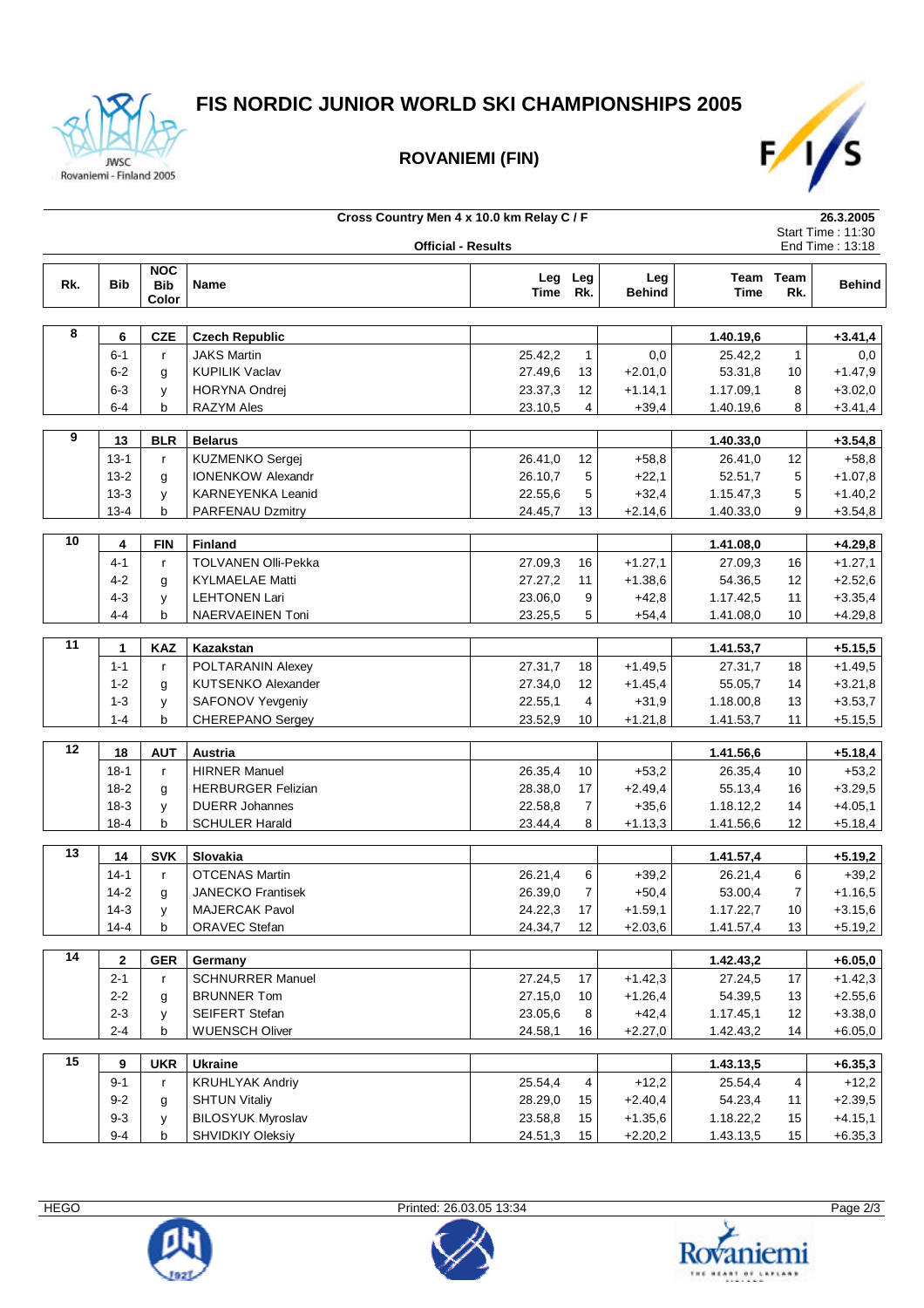# FIS NORDIC JUNIOR WORLD SKI CHAMPIONSHIPS 2005

## ROVANIEMI (FIN)

**Cross Country Men 4 x 10.0 km Relay C / F**

26.3.2005
Start Time : 11:30
End Time : 13:18

**Official - Results**

| Rk. | Bib | NOC Bib Color | Name | Leg Time | Leg Rk. | Leg Behind | Team Time | Team Rk. | Behind |
|---|---|---|---|---|---|---|---|---|---|
| **8** | **6** | **CZE** | **Czech Republic** | | | | **1.40.19,6** | | **+3.41,4** |
| | 6-1 | r | JAKS Martin | 25.42,2 | 1 | 0,0 | 25.42,2 | 1 | 0,0 |
| | 6-2 | g | KUPILIK Vaclav | 27.49,6 | 13 | +2.01,0 | 53.31,8 | 10 | +1.47,9 |
| | 6-3 | y | HORYNA Ondrej | 23.37,3 | 12 | +1.14,1 | 1.17.09,1 | 8 | +3.02,0 |
| | 6-4 | b | RAZYM Ales | 23.10,5 | 4 | +39,4 | 1.40.19,6 | 8 | +3.41,4 |
| **9** | **13** | **BLR** | **Belarus** | | | | **1.40.33,0** | | **+3.54,8** |
| | 13-1 | r | KUZMENKO Sergej | 26.41,0 | 12 | +58,8 | 26.41,0 | 12 | +58,8 |
| | 13-2 | g | IONENKOW Alexandr | 26.10,7 | 5 | +22,1 | 52.51,7 | 5 | +1.07,8 |
| | 13-3 | y | KARNEYENKA Leanid | 22.55,6 | 5 | +32,4 | 1.15.47,3 | 5 | +1.40,2 |
| | 13-4 | b | PARFENAU Dzmitry | 24.45,7 | 13 | +2.14,6 | 1.40.33,0 | 9 | +3.54,8 |
| **10** | **4** | **FIN** | **Finland** | | | | **1.41.08,0** | | **+4.29,8** |
| | 4-1 | r | TOLVANEN Olli-Pekka | 27.09,3 | 16 | +1.27,1 | 27.09,3 | 16 | +1.27,1 |
| | 4-2 | g | KYLMAELAE Matti | 27.27,2 | 11 | +1.38,6 | 54.36,5 | 12 | +2.52,6 |
| | 4-3 | y | LEHTONEN Lari | 23.06,0 | 9 | +42,8 | 1.17.42,5 | 11 | +3.35,4 |
| | 4-4 | b | NAERVAEINEN Toni | 23.25,5 | 5 | +54,4 | 1.41.08,0 | 10 | +4.29,8 |
| **11** | **1** | **KAZ** | **Kazakstan** | | | | **1.41.53,7** | | **+5.15,5** |
| | 1-1 | r | POLTARANIN Alexey | 27.31,7 | 18 | +1.49,5 | 27.31,7 | 18 | +1.49,5 |
| | 1-2 | g | KUTSENKO Alexander | 27.34,0 | 12 | +1.45,4 | 55.05,7 | 14 | +3.21,8 |
| | 1-3 | y | SAFONOV Yevgeniy | 22.55,1 | 4 | +31,9 | 1.18.00,8 | 13 | +3.53,7 |
| | 1-4 | b | CHEREPANO Sergey | 23.52,9 | 10 | +1.21,8 | 1.41.53,7 | 11 | +5.15,5 |
| **12** | **18** | **AUT** | **Austria** | | | | **1.41.56,6** | | **+5.18,4** |
| | 18-1 | r | HIRNER Manuel | 26.35,4 | 10 | +53,2 | 26.35,4 | 10 | +53,2 |
| | 18-2 | g | HERBURGER Felizian | 28.38,0 | 17 | +2.49,4 | 55.13,4 | 16 | +3.29,5 |
| | 18-3 | y | DUERR Johannes | 22.58,8 | 7 | +35,6 | 1.18.12,2 | 14 | +4.05,1 |
| | 18-4 | b | SCHULER Harald | 23.44,4 | 8 | +1.13,3 | 1.41.56,6 | 12 | +5.18,4 |
| **13** | **14** | **SVK** | **Slovakia** | | | | **1.41.57,4** | | **+5.19,2** |
| | 14-1 | r | OTCENAS Martin | 26.21,4 | 6 | +39,2 | 26.21,4 | 6 | +39,2 |
| | 14-2 | g | JANECKO Frantisek | 26.39,0 | 7 | +50,4 | 53.00,4 | 7 | +1.16,5 |
| | 14-3 | y | MAJERCAK Pavol | 24.22,3 | 17 | +1.59,1 | 1.17.22,7 | 10 | +3.15,6 |
| | 14-4 | b | ORAVEC Stefan | 24.34,7 | 12 | +2.03,6 | 1.41.57,4 | 13 | +5.19,2 |
| **14** | **2** | **GER** | **Germany** | | | | **1.42.43,2** | | **+6.05,0** |
| | 2-1 | r | SCHNURRER Manuel | 27.24,5 | 17 | +1.42,3 | 27.24,5 | 17 | +1.42,3 |
| | 2-2 | g | BRUNNER Tom | 27.15,0 | 10 | +1.26,4 | 54.39,5 | 13 | +2.55,6 |
| | 2-3 | y | SEIFERT Stefan | 23.05,6 | 8 | +42,4 | 1.17.45,1 | 12 | +3.38,0 |
| | 2-4 | b | WUENSCH Oliver | 24.58,1 | 16 | +2.27,0 | 1.42.43,2 | 14 | +6.05,0 |
| **15** | **9** | **UKR** | **Ukraine** | | | | **1.43.13,5** | | **+6.35,3** |
| | 9-1 | r | KRUHLYAK Andriy | 25.54,4 | 4 | +12,2 | 25.54,4 | 4 | +12,2 |
| | 9-2 | g | SHTUN Vitaliy | 28.29,0 | 15 | +2.40,4 | 54.23,4 | 11 | +2.39,5 |
| | 9-3 | y | BILOSYUK Myroslav | 23.58,8 | 15 | +1.35,6 | 1.18.22,2 | 15 | +4.15,1 |
| | 9-4 | b | SHVIDKIY Oleksiy | 24.51,3 | 15 | +2.20,2 | 1.43.13,5 | 15 | +6.35,3 |

HEGO Printed: 26.03.05 13:34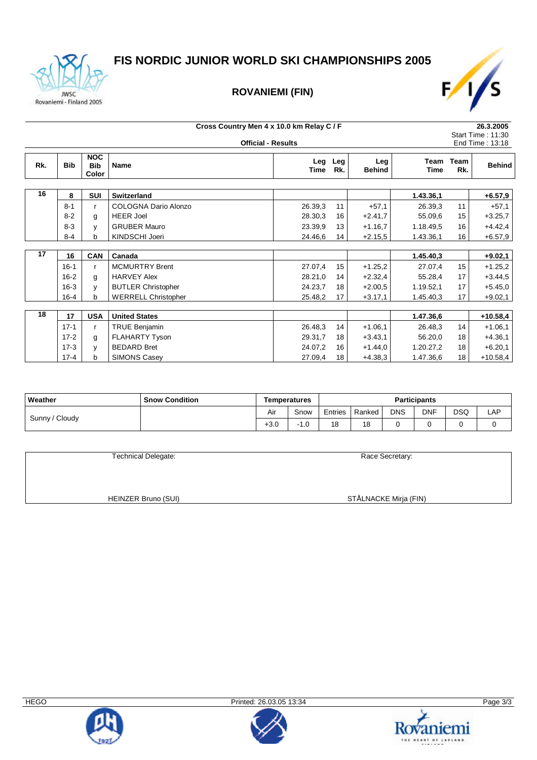# FIS NORDIC JUNIOR WORLD SKI CHAMPIONSHIPS 2005

## ROVANIEMI (FIN)

**Cross Country Men 4 x 10.0 km Relay C / F**

**26.3.2005**
Start Time : 11:30
End Time : 13:18

**Official - Results**

| Rk. | Bib | NOC Bib Color | Name | Leg Time | Leg Rk. | Leg Behind | Team Time | Team Rk. | Behind |
|---|---|---|---|---|---|---|---|---|---|
| **16** | **8** | **SUI** | **Switzerland** | | | | **1.43.36,1** | | **+6.57,9** |
| | 8-1 | r | COLOGNA Dario Alonzo | 26.39,3 | 11 | +57,1 | 26.39,3 | 11 | +57,1 |
| | 8-2 | g | HEER Joel | 28.30,3 | 16 | +2.41,7 | 55.09,6 | 15 | +3.25,7 |
| | 8-3 | y | GRUBER Mauro | 23.39,9 | 13 | +1.16,7 | 1.18.49,5 | 16 | +4.42,4 |
| | 8-4 | b | KINDSCHI Joeri | 24.46,6 | 14 | +2.15,5 | 1.43.36,1 | 16 | +6.57,9 |
| **17** | **16** | **CAN** | **Canada** | | | | **1.45.40,3** | | **+9.02,1** |
| | 16-1 | r | MCMURTRY Brent | 27.07,4 | 15 | +1.25,2 | 27.07,4 | 15 | +1.25,2 |
| | 16-2 | g | HARVEY Alex | 28.21,0 | 14 | +2.32,4 | 55.28,4 | 17 | +3.44,5 |
| | 16-3 | y | BUTLER Christopher | 24.23,7 | 18 | +2.00,5 | 1.19.52,1 | 17 | +5.45,0 |
| | 16-4 | b | WERRELL Christopher | 25.48,2 | 17 | +3.17,1 | 1.45.40,3 | 17 | +9.02,1 |
| **18** | **17** | **USA** | **United States** | | | | **1.47.36,6** | | **+10.58,4** |
| | 17-1 | r | TRUE Benjamin | 26.48,3 | 14 | +1.06,1 | 26.48,3 | 14 | +1.06,1 |
| | 17-2 | g | FLAHARTY Tyson | 29.31,7 | 18 | +3.43,1 | 56.20,0 | 18 | +4.36,1 |
| | 17-3 | y | BEDARD Bret | 24.07,2 | 16 | +1.44,0 | 1.20.27,2 | 18 | +6.20,1 |
| | 17-4 | b | SIMONS Casey | 27.09,4 | 18 | +4.38,3 | 1.47.36,6 | 18 | +10.58,4 |

| Weather | Snow Condition | Temperatures | | Participants | | | | | |
|---|---|---|---|---|---|---|---|---|---|
| | | Air | Snow | Entries | Ranked | DNS | DNF | DSQ | LAP |
| Sunny / Cloudy | | +3.0 | -1.0 | 18 | 18 | 0 | 0 | 0 | 0 |

| Technical Delegate: | Race Secretary: |
|---|---|
| HEINZER Bruno (SUI) | STÅLNACKE Mirja (FIN) |

HEGO — Printed: 26.03.05 13:34